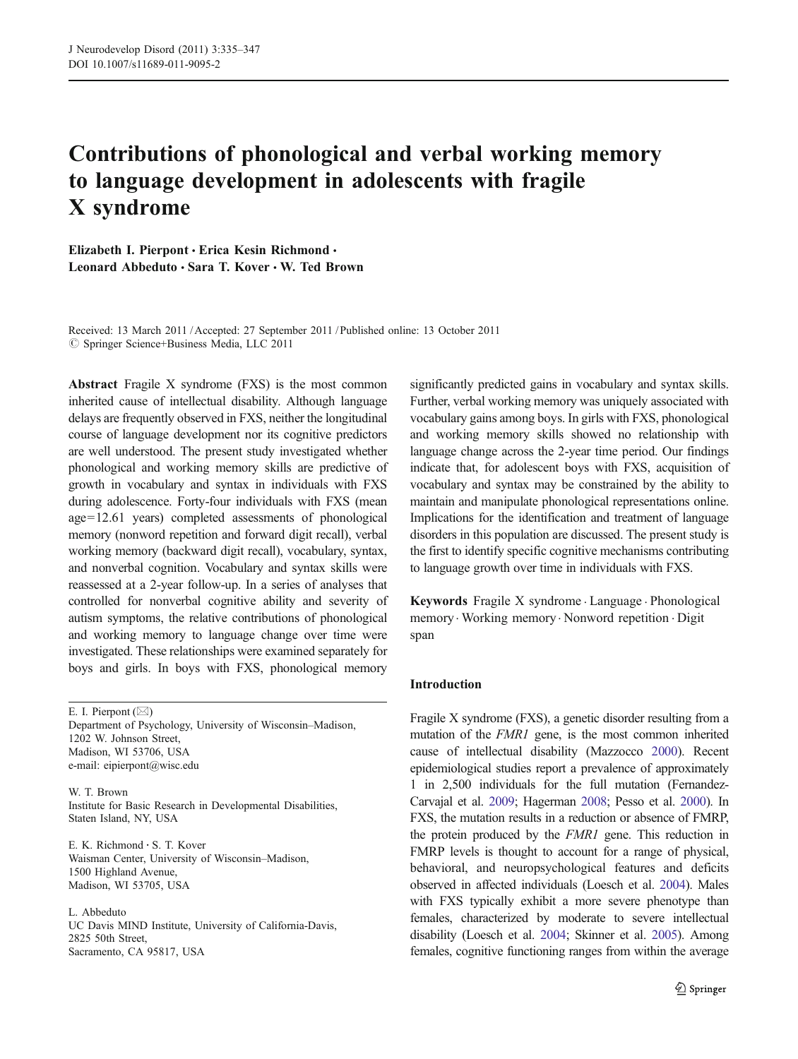# Contributions of phonological and verbal working memory to language development in adolescents with fragile X syndrome

**Elizabeth I. Pierpont · Erica Kesin Richmond · Leonard Abbeduto · Sara T. Kover · W. Ted Brown**

Received: 13 March 2011 / Accepted: 27 September 2011 / Published online: 13 October 2011
© Springer Science+Business Media, LLC 2011

**Abstract** Fragile X syndrome (FXS) is the most common inherited cause of intellectual disability. Although language delays are frequently observed in FXS, neither the longitudinal course of language development nor its cognitive predictors are well understood. The present study investigated whether phonological and working memory skills are predictive of growth in vocabulary and syntax in individuals with FXS during adolescence. Forty-four individuals with FXS (mean age=12.61 years) completed assessments of phonological memory (nonword repetition and forward digit recall), verbal working memory (backward digit recall), vocabulary, syntax, and nonverbal cognition. Vocabulary and syntax skills were reassessed at a 2-year follow-up. In a series of analyses that controlled for nonverbal cognitive ability and severity of autism symptoms, the relative contributions of phonological and working memory to language change over time were investigated. These relationships were examined separately for boys and girls. In boys with FXS, phonological memory significantly predicted gains in vocabulary and syntax skills. Further, verbal working memory was uniquely associated with vocabulary gains among boys. In girls with FXS, phonological and working memory skills showed no relationship with language change across the 2-year time period. Our findings indicate that, for adolescent boys with FXS, acquisition of vocabulary and syntax may be constrained by the ability to maintain and manipulate phonological representations online. Implications for the identification and treatment of language disorders in this population are discussed. The present study is the first to identify specific cognitive mechanisms contributing to language growth over time in individuals with FXS.

**Keywords** Fragile X syndrome · Language · Phonological memory · Working memory · Nonword repetition · Digit span

E. I. Pierpont (✉)
Department of Psychology, University of Wisconsin–Madison,
1202 W. Johnson Street,
Madison, WI 53706, USA
e-mail: eipierpont@wisc.edu

W. T. Brown
Institute for Basic Research in Developmental Disabilities,
Staten Island, NY, USA

E. K. Richmond · S. T. Kover
Waisman Center, University of Wisconsin–Madison,
1500 Highland Avenue,
Madison, WI 53705, USA

L. Abbeduto
UC Davis MIND Institute, University of California-Davis,
2825 50th Street,
Sacramento, CA 95817, USA

## Introduction

Fragile X syndrome (FXS), a genetic disorder resulting from a mutation of the *FMR1* gene, is the most common inherited cause of intellectual disability (Mazzocco 2000). Recent epidemiological studies report a prevalence of approximately 1 in 2,500 individuals for the full mutation (Fernandez-Carvajal et al. 2009; Hagerman 2008; Pesso et al. 2000). In FXS, the mutation results in a reduction or absence of FMRP, the protein produced by the *FMR1* gene. This reduction in FMRP levels is thought to account for a range of physical, behavioral, and neuropsychological features and deficits observed in affected individuals (Loesch et al. 2004). Males with FXS typically exhibit a more severe phenotype than females, characterized by moderate to severe intellectual disability (Loesch et al. 2004; Skinner et al. 2005). Among females, cognitive functioning ranges from within the average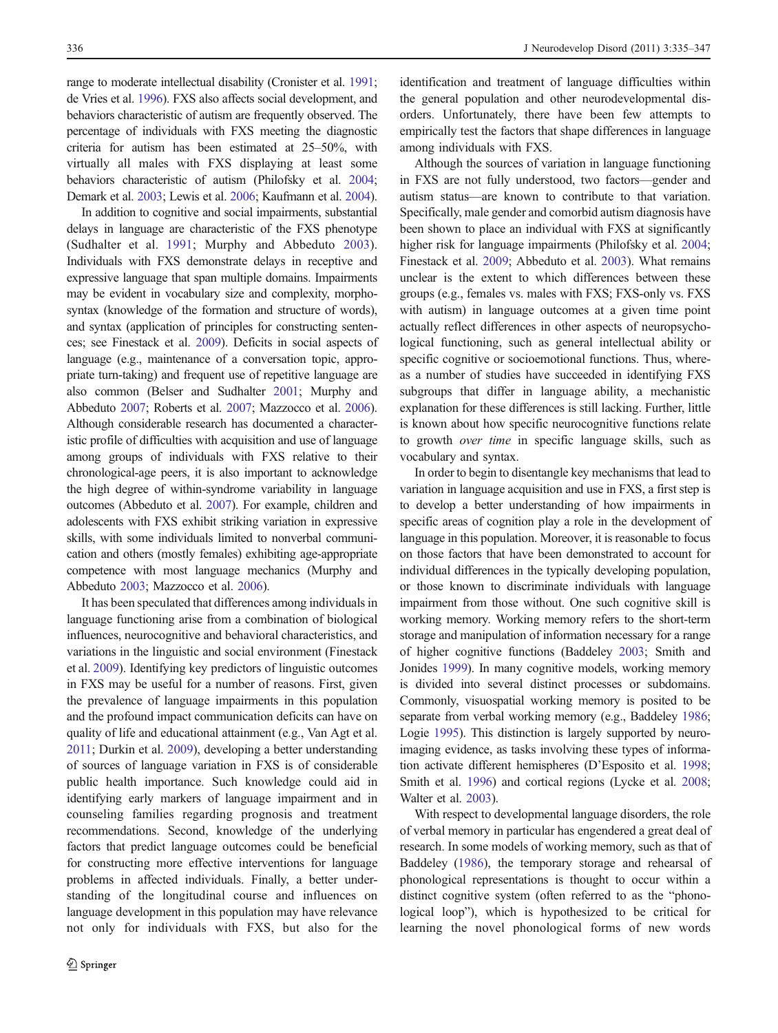range to moderate intellectual disability (Cronister et al. 1991; de Vries et al. 1996). FXS also affects social development, and behaviors characteristic of autism are frequently observed. The percentage of individuals with FXS meeting the diagnostic criteria for autism has been estimated at 25–50%, with virtually all males with FXS displaying at least some behaviors characteristic of autism (Philofsky et al. 2004; Demark et al. 2003; Lewis et al. 2006; Kaufmann et al. 2004).

In addition to cognitive and social impairments, substantial delays in language are characteristic of the FXS phenotype (Sudhalter et al. 1991; Murphy and Abbeduto 2003). Individuals with FXS demonstrate delays in receptive and expressive language that span multiple domains. Impairments may be evident in vocabulary size and complexity, morphosyntax (knowledge of the formation and structure of words), and syntax (application of principles for constructing sentences; see Finestack et al. 2009). Deficits in social aspects of language (e.g., maintenance of a conversation topic, appropriate turn-taking) and frequent use of repetitive language are also common (Belser and Sudhalter 2001; Murphy and Abbeduto 2007; Roberts et al. 2007; Mazzocco et al. 2006). Although considerable research has documented a characteristic profile of difficulties with acquisition and use of language among groups of individuals with FXS relative to their chronological-age peers, it is also important to acknowledge the high degree of within-syndrome variability in language outcomes (Abbeduto et al. 2007). For example, children and adolescents with FXS exhibit striking variation in expressive skills, with some individuals limited to nonverbal communication and others (mostly females) exhibiting age-appropriate competence with most language mechanics (Murphy and Abbeduto 2003; Mazzocco et al. 2006).

It has been speculated that differences among individuals in language functioning arise from a combination of biological influences, neurocognitive and behavioral characteristics, and variations in the linguistic and social environment (Finestack et al. 2009). Identifying key predictors of linguistic outcomes in FXS may be useful for a number of reasons. First, given the prevalence of language impairments in this population and the profound impact communication deficits can have on quality of life and educational attainment (e.g., Van Agt et al. 2011; Durkin et al. 2009), developing a better understanding of sources of language variation in FXS is of considerable public health importance. Such knowledge could aid in identifying early markers of language impairment and in counseling families regarding prognosis and treatment recommendations. Second, knowledge of the underlying factors that predict language outcomes could be beneficial for constructing more effective interventions for language problems in affected individuals. Finally, a better understanding of the longitudinal course and influences on language development in this population may have relevance not only for individuals with FXS, but also for the identification and treatment of language difficulties within the general population and other neurodevelopmental disorders. Unfortunately, there have been few attempts to empirically test the factors that shape differences in language among individuals with FXS.

Although the sources of variation in language functioning in FXS are not fully understood, two factors—gender and autism status—are known to contribute to that variation. Specifically, male gender and comorbid autism diagnosis have been shown to place an individual with FXS at significantly higher risk for language impairments (Philofsky et al. 2004; Finestack et al. 2009; Abbeduto et al. 2003). What remains unclear is the extent to which differences between these groups (e.g., females vs. males with FXS; FXS-only vs. FXS with autism) in language outcomes at a given time point actually reflect differences in other aspects of neuropsychological functioning, such as general intellectual ability or specific cognitive or socioemotional functions. Thus, whereas a number of studies have succeeded in identifying FXS subgroups that differ in language ability, a mechanistic explanation for these differences is still lacking. Further, little is known about how specific neurocognitive functions relate to growth *over time* in specific language skills, such as vocabulary and syntax.

In order to begin to disentangle key mechanisms that lead to variation in language acquisition and use in FXS, a first step is to develop a better understanding of how impairments in specific areas of cognition play a role in the development of language in this population. Moreover, it is reasonable to focus on those factors that have been demonstrated to account for individual differences in the typically developing population, or those known to discriminate individuals with language impairment from those without. One such cognitive skill is working memory. Working memory refers to the short-term storage and manipulation of information necessary for a range of higher cognitive functions (Baddeley 2003; Smith and Jonides 1999). In many cognitive models, working memory is divided into several distinct processes or subdomains. Commonly, visuospatial working memory is posited to be separate from verbal working memory (e.g., Baddeley 1986; Logie 1995). This distinction is largely supported by neuroimaging evidence, as tasks involving these types of information activate different hemispheres (D'Esposito et al. 1998; Smith et al. 1996) and cortical regions (Lycke et al. 2008; Walter et al. 2003).

With respect to developmental language disorders, the role of verbal memory in particular has engendered a great deal of research. In some models of working memory, such as that of Baddeley (1986), the temporary storage and rehearsal of phonological representations is thought to occur within a distinct cognitive system (often referred to as the "phonological loop"), which is hypothesized to be critical for learning the novel phonological forms of new words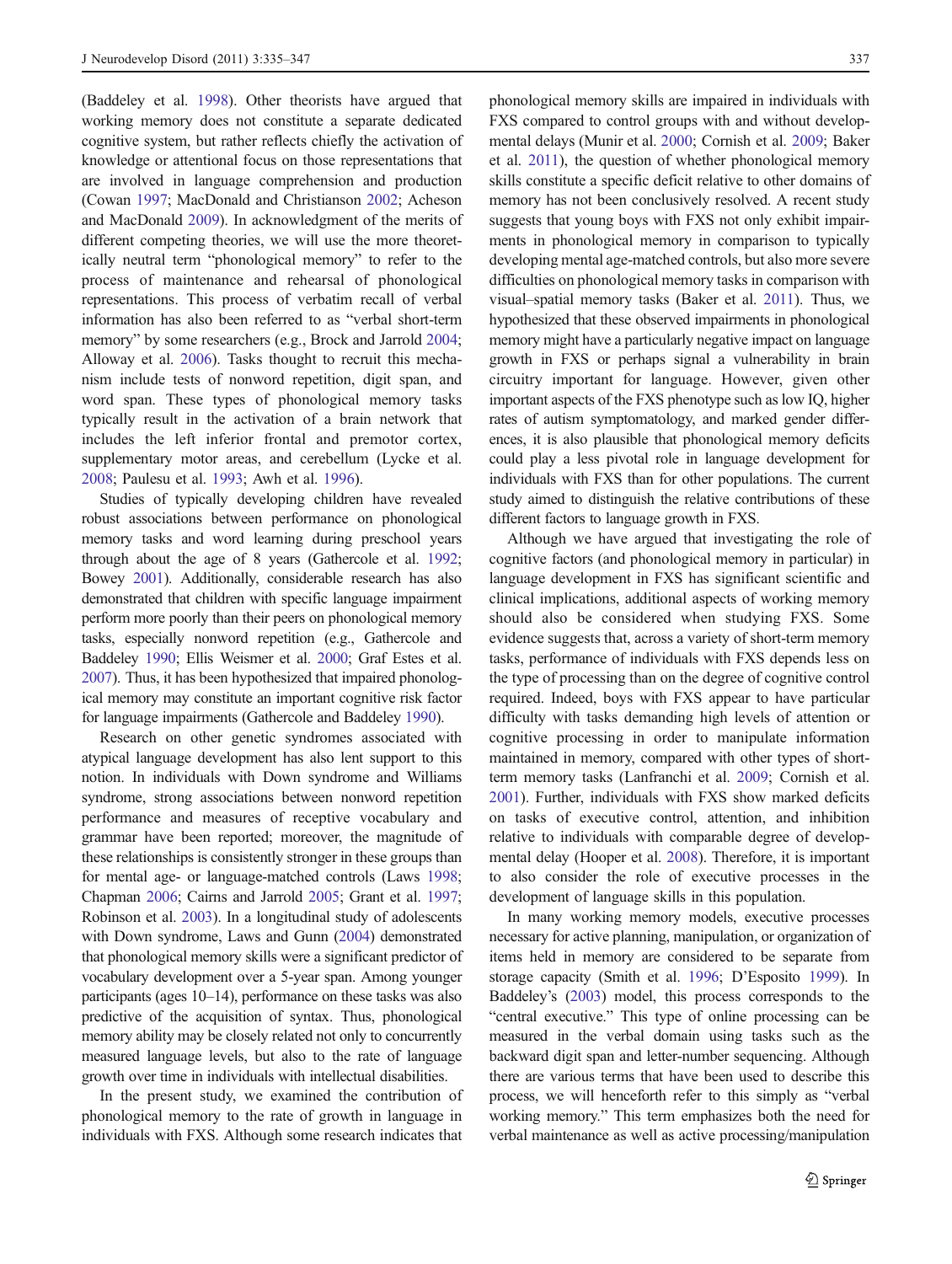(Baddeley et al. 1998). Other theorists have argued that working memory does not constitute a separate dedicated cognitive system, but rather reflects chiefly the activation of knowledge or attentional focus on those representations that are involved in language comprehension and production (Cowan 1997; MacDonald and Christianson 2002; Acheson and MacDonald 2009). In acknowledgment of the merits of different competing theories, we will use the more theoretically neutral term "phonological memory" to refer to the process of maintenance and rehearsal of phonological representations. This process of verbatim recall of verbal information has also been referred to as "verbal short-term memory" by some researchers (e.g., Brock and Jarrold 2004; Alloway et al. 2006). Tasks thought to recruit this mechanism include tests of nonword repetition, digit span, and word span. These types of phonological memory tasks typically result in the activation of a brain network that includes the left inferior frontal and premotor cortex, supplementary motor areas, and cerebellum (Lycke et al. 2008; Paulesu et al. 1993; Awh et al. 1996).

Studies of typically developing children have revealed robust associations between performance on phonological memory tasks and word learning during preschool years through about the age of 8 years (Gathercole et al. 1992; Bowey 2001). Additionally, considerable research has also demonstrated that children with specific language impairment perform more poorly than their peers on phonological memory tasks, especially nonword repetition (e.g., Gathercole and Baddeley 1990; Ellis Weismer et al. 2000; Graf Estes et al. 2007). Thus, it has been hypothesized that impaired phonological memory may constitute an important cognitive risk factor for language impairments (Gathercole and Baddeley 1990).

Research on other genetic syndromes associated with atypical language development has also lent support to this notion. In individuals with Down syndrome and Williams syndrome, strong associations between nonword repetition performance and measures of receptive vocabulary and grammar have been reported; moreover, the magnitude of these relationships is consistently stronger in these groups than for mental age- or language-matched controls (Laws 1998; Chapman 2006; Cairns and Jarrold 2005; Grant et al. 1997; Robinson et al. 2003). In a longitudinal study of adolescents with Down syndrome, Laws and Gunn (2004) demonstrated that phonological memory skills were a significant predictor of vocabulary development over a 5-year span. Among younger participants (ages 10–14), performance on these tasks was also predictive of the acquisition of syntax. Thus, phonological memory ability may be closely related not only to concurrently measured language levels, but also to the rate of language growth over time in individuals with intellectual disabilities.

In the present study, we examined the contribution of phonological memory to the rate of growth in language in individuals with FXS. Although some research indicates that phonological memory skills are impaired in individuals with FXS compared to control groups with and without developmental delays (Munir et al. 2000; Cornish et al. 2009; Baker et al. 2011), the question of whether phonological memory skills constitute a specific deficit relative to other domains of memory has not been conclusively resolved. A recent study suggests that young boys with FXS not only exhibit impairments in phonological memory in comparison to typically developing mental age-matched controls, but also more severe difficulties on phonological memory tasks in comparison with visual–spatial memory tasks (Baker et al. 2011). Thus, we hypothesized that these observed impairments in phonological memory might have a particularly negative impact on language growth in FXS or perhaps signal a vulnerability in brain circuitry important for language. However, given other important aspects of the FXS phenotype such as low IQ, higher rates of autism symptomatology, and marked gender differences, it is also plausible that phonological memory deficits could play a less pivotal role in language development for individuals with FXS than for other populations. The current study aimed to distinguish the relative contributions of these different factors to language growth in FXS.

Although we have argued that investigating the role of cognitive factors (and phonological memory in particular) in language development in FXS has significant scientific and clinical implications, additional aspects of working memory should also be considered when studying FXS. Some evidence suggests that, across a variety of short-term memory tasks, performance of individuals with FXS depends less on the type of processing than on the degree of cognitive control required. Indeed, boys with FXS appear to have particular difficulty with tasks demanding high levels of attention or cognitive processing in order to manipulate information maintained in memory, compared with other types of short-term memory tasks (Lanfranchi et al. 2009; Cornish et al. 2001). Further, individuals with FXS show marked deficits on tasks of executive control, attention, and inhibition relative to individuals with comparable degree of developmental delay (Hooper et al. 2008). Therefore, it is important to also consider the role of executive processes in the development of language skills in this population.

In many working memory models, executive processes necessary for active planning, manipulation, or organization of items held in memory are considered to be separate from storage capacity (Smith et al. 1996; D'Esposito 1999). In Baddeley's (2003) model, this process corresponds to the "central executive." This type of online processing can be measured in the verbal domain using tasks such as the backward digit span and letter-number sequencing. Although there are various terms that have been used to describe this process, we will henceforth refer to this simply as "verbal working memory." This term emphasizes both the need for verbal maintenance as well as active processing/manipulation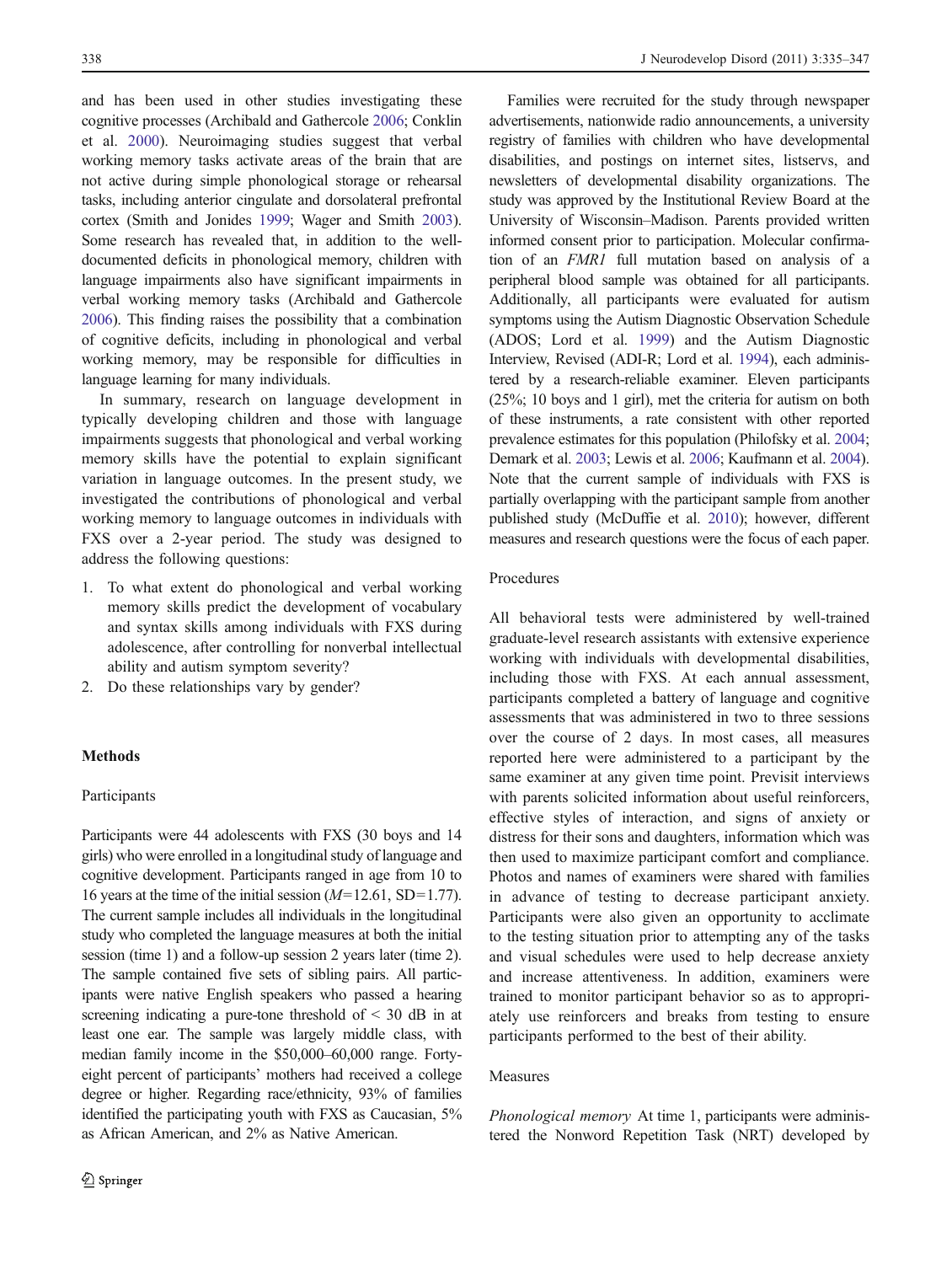and has been used in other studies investigating these cognitive processes (Archibald and Gathercole 2006; Conklin et al. 2000). Neuroimaging studies suggest that verbal working memory tasks activate areas of the brain that are not active during simple phonological storage or rehearsal tasks, including anterior cingulate and dorsolateral prefrontal cortex (Smith and Jonides 1999; Wager and Smith 2003). Some research has revealed that, in addition to the well-documented deficits in phonological memory, children with language impairments also have significant impairments in verbal working memory tasks (Archibald and Gathercole 2006). This finding raises the possibility that a combination of cognitive deficits, including in phonological and verbal working memory, may be responsible for difficulties in language learning for many individuals.

In summary, research on language development in typically developing children and those with language impairments suggests that phonological and verbal working memory skills have the potential to explain significant variation in language outcomes. In the present study, we investigated the contributions of phonological and verbal working memory to language outcomes in individuals with FXS over a 2-year period. The study was designed to address the following questions:

1. To what extent do phonological and verbal working memory skills predict the development of vocabulary and syntax skills among individuals with FXS during adolescence, after controlling for nonverbal intellectual ability and autism symptom severity?
2. Do these relationships vary by gender?

## Methods

### Participants

Participants were 44 adolescents with FXS (30 boys and 14 girls) who were enrolled in a longitudinal study of language and cognitive development. Participants ranged in age from 10 to 16 years at the time of the initial session ($M$=12.61, SD=1.77). The current sample includes all individuals in the longitudinal study who completed the language measures at both the initial session (time 1) and a follow-up session 2 years later (time 2). The sample contained five sets of sibling pairs. All participants were native English speakers who passed a hearing screening indicating a pure-tone threshold of < 30 dB in at least one ear. The sample was largely middle class, with median family income in the $50,000–60,000 range. Forty-eight percent of participants' mothers had received a college degree or higher. Regarding race/ethnicity, 93% of families identified the participating youth with FXS as Caucasian, 5% as African American, and 2% as Native American.

Families were recruited for the study through newspaper advertisements, nationwide radio announcements, a university registry of families with children who have developmental disabilities, and postings on internet sites, listservs, and newsletters of developmental disability organizations. The study was approved by the Institutional Review Board at the University of Wisconsin–Madison. Parents provided written informed consent prior to participation. Molecular confirmation of an *FMR1* full mutation based on analysis of a peripheral blood sample was obtained for all participants. Additionally, all participants were evaluated for autism symptoms using the Autism Diagnostic Observation Schedule (ADOS; Lord et al. 1999) and the Autism Diagnostic Interview, Revised (ADI-R; Lord et al. 1994), each administered by a research-reliable examiner. Eleven participants (25%; 10 boys and 1 girl), met the criteria for autism on both of these instruments, a rate consistent with other reported prevalence estimates for this population (Philofsky et al. 2004; Demark et al. 2003; Lewis et al. 2006; Kaufmann et al. 2004). Note that the current sample of individuals with FXS is partially overlapping with the participant sample from another published study (McDuffie et al. 2010); however, different measures and research questions were the focus of each paper.

### Procedures

All behavioral tests were administered by well-trained graduate-level research assistants with extensive experience working with individuals with developmental disabilities, including those with FXS. At each annual assessment, participants completed a battery of language and cognitive assessments that was administered in two to three sessions over the course of 2 days. In most cases, all measures reported here were administered to a participant by the same examiner at any given time point. Previsit interviews with parents solicited information about useful reinforcers, effective styles of interaction, and signs of anxiety or distress for their sons and daughters, information which was then used to maximize participant comfort and compliance. Photos and names of examiners were shared with families in advance of testing to decrease participant anxiety. Participants were also given an opportunity to acclimate to the testing situation prior to attempting any of the tasks and visual schedules were used to help decrease anxiety and increase attentiveness. In addition, examiners were trained to monitor participant behavior so as to appropriately use reinforcers and breaks from testing to ensure participants performed to the best of their ability.

### Measures

*Phonological memory* At time 1, participants were administered the Nonword Repetition Task (NRT) developed by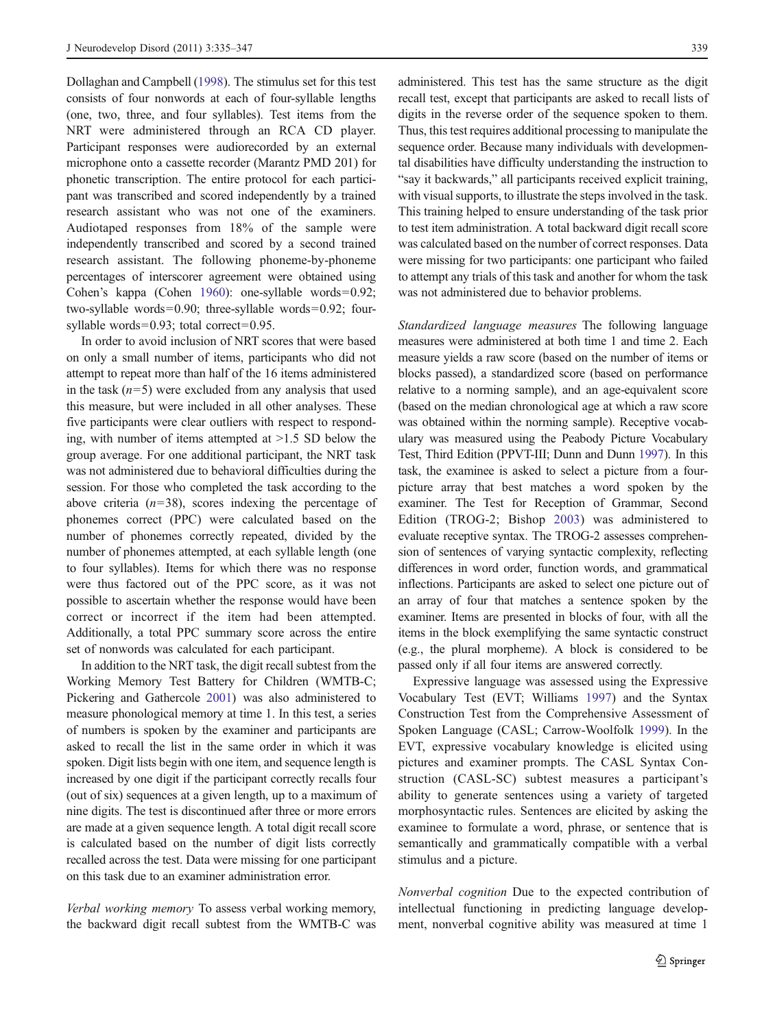Dollaghan and Campbell (1998). The stimulus set for this test consists of four nonwords at each of four-syllable lengths (one, two, three, and four syllables). Test items from the NRT were administered through an RCA CD player. Participant responses were audiorecorded by an external microphone onto a cassette recorder (Marantz PMD 201) for phonetic transcription. The entire protocol for each participant was transcribed and scored independently by a trained research assistant who was not one of the examiners. Audiotaped responses from 18% of the sample were independently transcribed and scored by a second trained research assistant. The following phoneme-by-phoneme percentages of interscorer agreement were obtained using Cohen's kappa (Cohen 1960): one-syllable words=0.92; two-syllable words=0.90; three-syllable words=0.92; four-syllable words=0.93; total correct=0.95.

In order to avoid inclusion of NRT scores that were based on only a small number of items, participants who did not attempt to repeat more than half of the 16 items administered in the task ($n$=5) were excluded from any analysis that used this measure, but were included in all other analyses. These five participants were clear outliers with respect to responding, with number of items attempted at >1.5 SD below the group average. For one additional participant, the NRT task was not administered due to behavioral difficulties during the session. For those who completed the task according to the above criteria ($n$=38), scores indexing the percentage of phonemes correct (PPC) were calculated based on the number of phonemes correctly repeated, divided by the number of phonemes attempted, at each syllable length (one to four syllables). Items for which there was no response were thus factored out of the PPC score, as it was not possible to ascertain whether the response would have been correct or incorrect if the item had been attempted. Additionally, a total PPC summary score across the entire set of nonwords was calculated for each participant.

In addition to the NRT task, the digit recall subtest from the Working Memory Test Battery for Children (WMTB-C; Pickering and Gathercole 2001) was also administered to measure phonological memory at time 1. In this test, a series of numbers is spoken by the examiner and participants are asked to recall the list in the same order in which it was spoken. Digit lists begin with one item, and sequence length is increased by one digit if the participant correctly recalls four (out of six) sequences at a given length, up to a maximum of nine digits. The test is discontinued after three or more errors are made at a given sequence length. A total digit recall score is calculated based on the number of digit lists correctly recalled across the test. Data were missing for one participant on this task due to an examiner administration error.

*Verbal working memory* To assess verbal working memory, the backward digit recall subtest from the WMTB-C was administered. This test has the same structure as the digit recall test, except that participants are asked to recall lists of digits in the reverse order of the sequence spoken to them. Thus, this test requires additional processing to manipulate the sequence order. Because many individuals with developmental disabilities have difficulty understanding the instruction to "say it backwards," all participants received explicit training, with visual supports, to illustrate the steps involved in the task. This training helped to ensure understanding of the task prior to test item administration. A total backward digit recall score was calculated based on the number of correct responses. Data were missing for two participants: one participant who failed to attempt any trials of this task and another for whom the task was not administered due to behavior problems.

*Standardized language measures* The following language measures were administered at both time 1 and time 2. Each measure yields a raw score (based on the number of items or blocks passed), a standardized score (based on performance relative to a norming sample), and an age-equivalent score (based on the median chronological age at which a raw score was obtained within the norming sample). Receptive vocabulary was measured using the Peabody Picture Vocabulary Test, Third Edition (PPVT-III; Dunn and Dunn 1997). In this task, the examinee is asked to select a picture from a four-picture array that best matches a word spoken by the examiner. The Test for Reception of Grammar, Second Edition (TROG-2; Bishop 2003) was administered to evaluate receptive syntax. The TROG-2 assesses comprehension of sentences of varying syntactic complexity, reflecting differences in word order, function words, and grammatical inflections. Participants are asked to select one picture out of an array of four that matches a sentence spoken by the examiner. Items are presented in blocks of four, with all the items in the block exemplifying the same syntactic construct (e.g., the plural morpheme). A block is considered to be passed only if all four items are answered correctly.

Expressive language was assessed using the Expressive Vocabulary Test (EVT; Williams 1997) and the Syntax Construction Test from the Comprehensive Assessment of Spoken Language (CASL; Carrow-Woolfolk 1999). In the EVT, expressive vocabulary knowledge is elicited using pictures and examiner prompts. The CASL Syntax Construction (CASL-SC) subtest measures a participant's ability to generate sentences using a variety of targeted morphosyntactic rules. Sentences are elicited by asking the examinee to formulate a word, phrase, or sentence that is semantically and grammatically compatible with a verbal stimulus and a picture.

*Nonverbal cognition* Due to the expected contribution of intellectual functioning in predicting language development, nonverbal cognitive ability was measured at time 1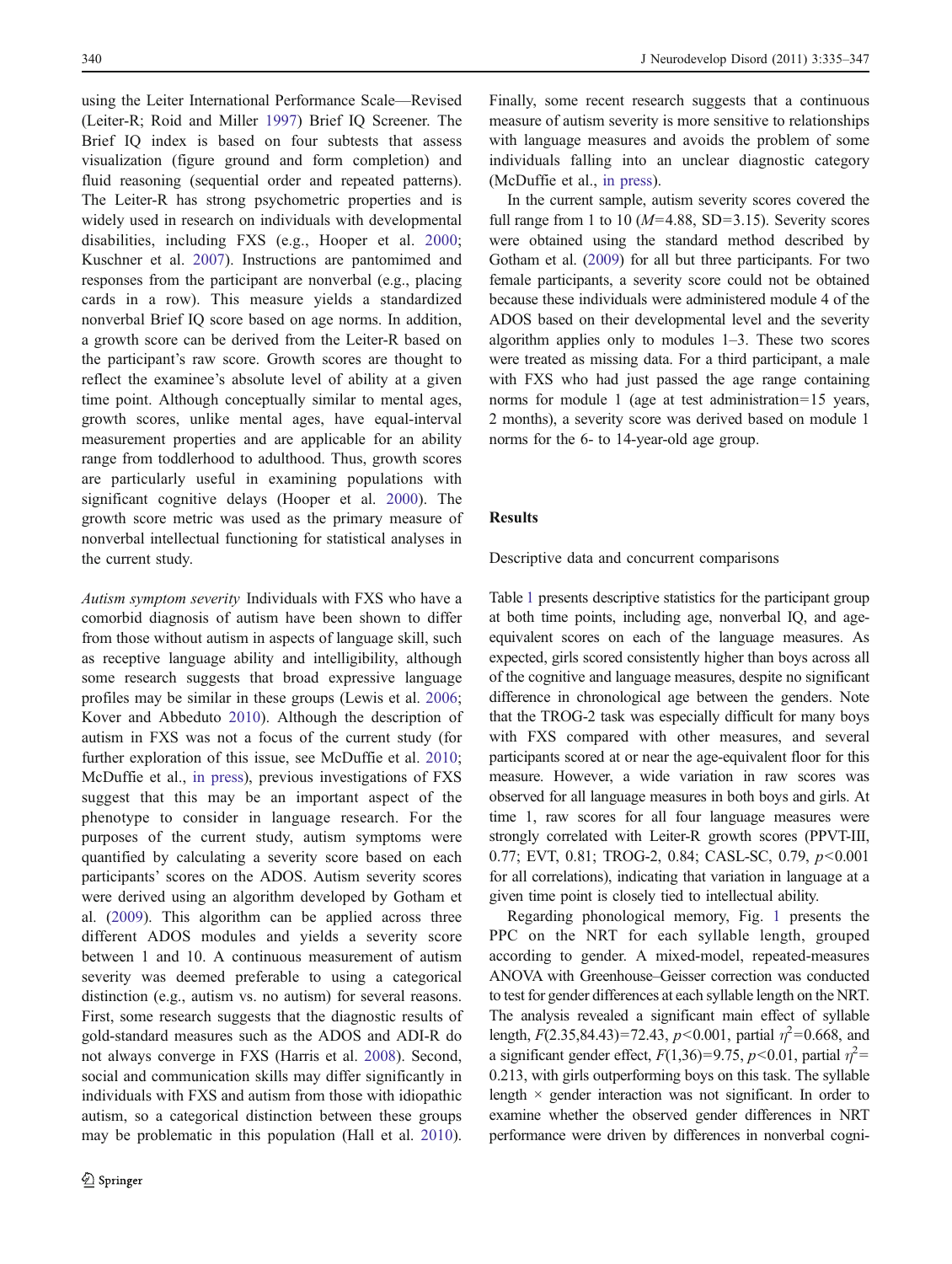using the Leiter International Performance Scale—Revised (Leiter-R; Roid and Miller 1997) Brief IQ Screener. The Brief IQ index is based on four subtests that assess visualization (figure ground and form completion) and fluid reasoning (sequential order and repeated patterns). The Leiter-R has strong psychometric properties and is widely used in research on individuals with developmental disabilities, including FXS (e.g., Hooper et al. 2000; Kuschner et al. 2007). Instructions are pantomimed and responses from the participant are nonverbal (e.g., placing cards in a row). This measure yields a standardized nonverbal Brief IQ score based on age norms. In addition, a growth score can be derived from the Leiter-R based on the participant's raw score. Growth scores are thought to reflect the examinee's absolute level of ability at a given time point. Although conceptually similar to mental ages, growth scores, unlike mental ages, have equal-interval measurement properties and are applicable for an ability range from toddlerhood to adulthood. Thus, growth scores are particularly useful in examining populations with significant cognitive delays (Hooper et al. 2000). The growth score metric was used as the primary measure of nonverbal intellectual functioning for statistical analyses in the current study.

*Autism symptom severity* Individuals with FXS who have a comorbid diagnosis of autism have been shown to differ from those without autism in aspects of language skill, such as receptive language ability and intelligibility, although some research suggests that broad expressive language profiles may be similar in these groups (Lewis et al. 2006; Kover and Abbeduto 2010). Although the description of autism in FXS was not a focus of the current study (for further exploration of this issue, see McDuffie et al. 2010; McDuffie et al., in press), previous investigations of FXS suggest that this may be an important aspect of the phenotype to consider in language research. For the purposes of the current study, autism symptoms were quantified by calculating a severity score based on each participants' scores on the ADOS. Autism severity scores were derived using an algorithm developed by Gotham et al. (2009). This algorithm can be applied across three different ADOS modules and yields a severity score between 1 and 10. A continuous measurement of autism severity was deemed preferable to using a categorical distinction (e.g., autism vs. no autism) for several reasons. First, some research suggests that the diagnostic results of gold-standard measures such as the ADOS and ADI-R do not always converge in FXS (Harris et al. 2008). Second, social and communication skills may differ significantly in individuals with FXS and autism from those with idiopathic autism, so a categorical distinction between these groups may be problematic in this population (Hall et al. 2010). Finally, some recent research suggests that a continuous measure of autism severity is more sensitive to relationships with language measures and avoids the problem of some individuals falling into an unclear diagnostic category (McDuffie et al., in press).

In the current sample, autism severity scores covered the full range from 1 to 10 ($M$=4.88, SD=3.15). Severity scores were obtained using the standard method described by Gotham et al. (2009) for all but three participants. For two female participants, a severity score could not be obtained because these individuals were administered module 4 of the ADOS based on their developmental level and the severity algorithm applies only to modules 1–3. These two scores were treated as missing data. For a third participant, a male with FXS who had just passed the age range containing norms for module 1 (age at test administration=15 years, 2 months), a severity score was derived based on module 1 norms for the 6- to 14-year-old age group.

## Results

### Descriptive data and concurrent comparisons

Table 1 presents descriptive statistics for the participant group at both time points, including age, nonverbal IQ, and age-equivalent scores on each of the language measures. As expected, girls scored consistently higher than boys across all of the cognitive and language measures, despite no significant difference in chronological age between the genders. Note that the TROG-2 task was especially difficult for many boys with FXS compared with other measures, and several participants scored at or near the age-equivalent floor for this measure. However, a wide variation in raw scores was observed for all language measures in both boys and girls. At time 1, raw scores for all four language measures were strongly correlated with Leiter-R growth scores (PPVT-III, 0.77; EVT, 0.81; TROG-2, 0.84; CASL-SC, 0.79, $p<0.001$ for all correlations), indicating that variation in language at a given time point is closely tied to intellectual ability.

Regarding phonological memory, Fig. 1 presents the PPC on the NRT for each syllable length, grouped according to gender. A mixed-model, repeated-measures ANOVA with Greenhouse–Geisser correction was conducted to test for gender differences at each syllable length on the NRT. The analysis revealed a significant main effect of syllable length, $F(2.35,84.43)=72.43$, $p<0.001$, partial $\eta^2=0.668$, and a significant gender effect, $F(1,36)=9.75$, $p<0.01$, partial $\eta^2=0.213$, with girls outperforming boys on this task. The syllable length × gender interaction was not significant. In order to examine whether the observed gender differences in NRT performance were driven by differences in nonverbal cogni-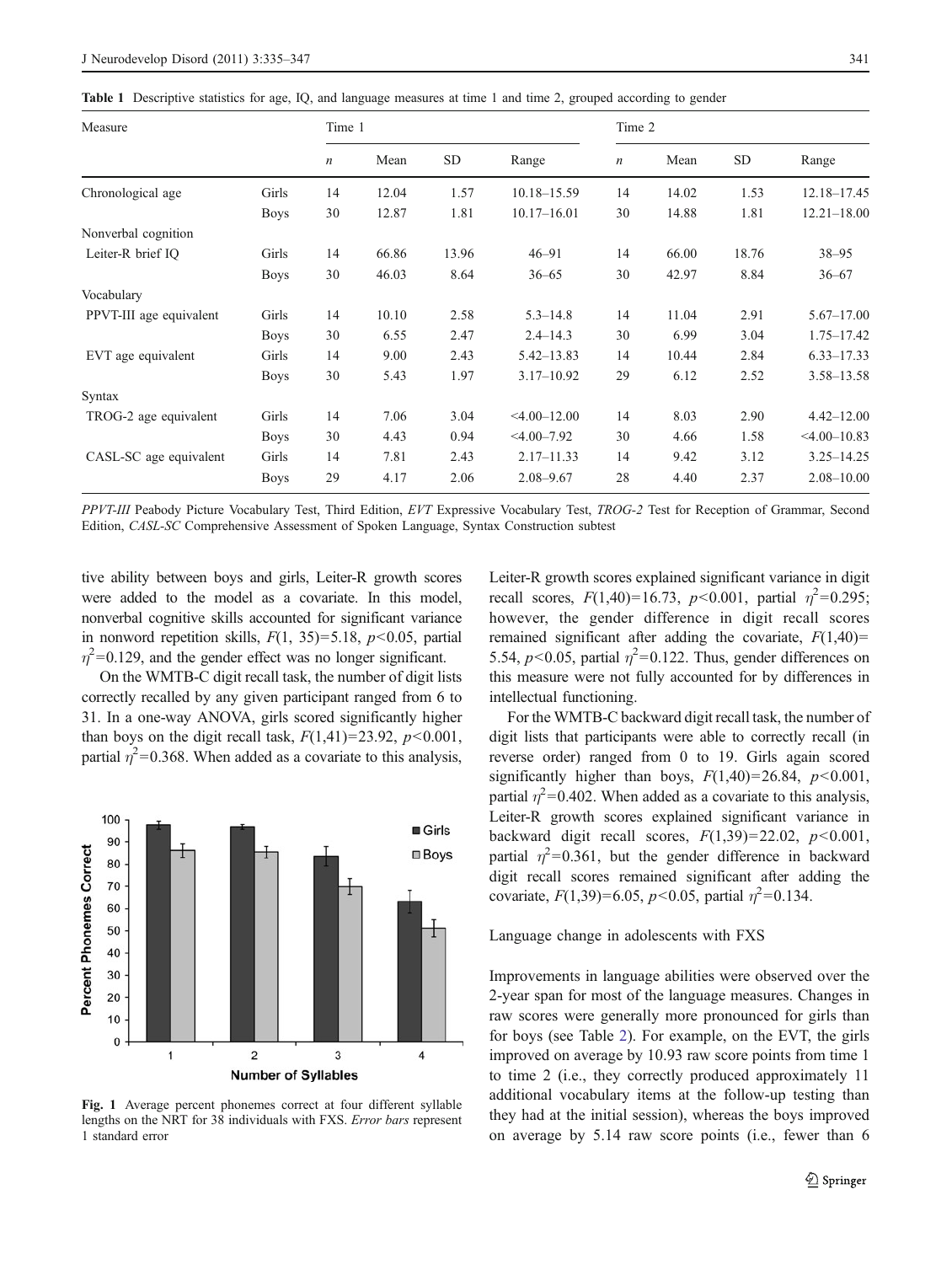**Table 1** Descriptive statistics for age, IQ, and language measures at time 1 and time 2, grouped according to gender

| Measure | | Time 1 | | | | Time 2 | | | |
|---|---|---|---|---|---|---|---|---|---|
| | | *n* | Mean | SD | Range | *n* | Mean | SD | Range |
| Chronological age | Girls | 14 | 12.04 | 1.57 | 10.18–15.59 | 14 | 14.02 | 1.53 | 12.18–17.45 |
| | Boys | 30 | 12.87 | 1.81 | 10.17–16.01 | 30 | 14.88 | 1.81 | 12.21–18.00 |
| Nonverbal cognition | | | | | | | | | |
| Leiter-R brief IQ | Girls | 14 | 66.86 | 13.96 | 46–91 | 14 | 66.00 | 18.76 | 38–95 |
| | Boys | 30 | 46.03 | 8.64 | 36–65 | 30 | 42.97 | 8.84 | 36–67 |
| Vocabulary | | | | | | | | | |
| PPVT-III age equivalent | Girls | 14 | 10.10 | 2.58 | 5.3–14.8 | 14 | 11.04 | 2.91 | 5.67–17.00 |
| | Boys | 30 | 6.55 | 2.47 | 2.4–14.3 | 30 | 6.99 | 3.04 | 1.75–17.42 |
| EVT age equivalent | Girls | 14 | 9.00 | 2.43 | 5.42–13.83 | 14 | 10.44 | 2.84 | 6.33–17.33 |
| | Boys | 30 | 5.43 | 1.97 | 3.17–10.92 | 29 | 6.12 | 2.52 | 3.58–13.58 |
| Syntax | | | | | | | | | |
| TROG-2 age equivalent | Girls | 14 | 7.06 | 3.04 | <4.00–12.00 | 14 | 8.03 | 2.90 | 4.42–12.00 |
| | Boys | 30 | 4.43 | 0.94 | <4.00–7.92 | 30 | 4.66 | 1.58 | <4.00–10.83 |
| CASL-SC age equivalent | Girls | 14 | 7.81 | 2.43 | 2.17–11.33 | 14 | 9.42 | 3.12 | 3.25–14.25 |
| | Boys | 29 | 4.17 | 2.06 | 2.08–9.67 | 28 | 4.40 | 2.37 | 2.08–10.00 |

*PPVT-III* Peabody Picture Vocabulary Test, Third Edition, *EVT* Expressive Vocabulary Test, *TROG-2* Test for Reception of Grammar, Second Edition, *CASL-SC* Comprehensive Assessment of Spoken Language, Syntax Construction subtest

tive ability between boys and girls, Leiter-R growth scores were added to the model as a covariate. In this model, nonverbal cognitive skills accounted for significant variance in nonword repetition skills, $F(1, 35)=5.18$, $p<0.05$, partial $\eta^2=0.129$, and the gender effect was no longer significant.

On the WMTB-C digit recall task, the number of digit lists correctly recalled by any given participant ranged from 6 to 31. In a one-way ANOVA, girls scored significantly higher than boys on the digit recall task, $F(1,41)=23.92$, $p<0.001$, partial $\eta^2=0.368$. When added as a covariate to this analysis, Leiter-R growth scores explained significant variance in digit recall scores, $F(1,40)=16.73$, $p<0.001$, partial $\eta^2=0.295$; however, the gender difference in digit recall scores remained significant after adding the covariate, $F(1,40)=5.54$, $p<0.05$, partial $\eta^2=0.122$. Thus, gender differences on this measure were not fully accounted for by differences in intellectual functioning.

Fig. 1 Average percent phonemes correct at four different syllable lengths on the NRT for 38 individuals with FXS. *Error bars* represent 1 standard error

For the WMTB-C backward digit recall task, the number of digit lists that participants were able to correctly recall (in reverse order) ranged from 0 to 19. Girls again scored significantly higher than boys, $F(1,40)=26.84$, $p<0.001$, partial $\eta^2=0.402$. When added as a covariate to this analysis, Leiter-R growth scores explained significant variance in backward digit recall scores, $F(1,39)=22.02$, $p<0.001$, partial $\eta^2=0.361$, but the gender difference in backward digit recall scores remained significant after adding the covariate, $F(1,39)=6.05$, $p<0.05$, partial $\eta^2=0.134$.

### Language change in adolescents with FXS

Improvements in language abilities were observed over the 2-year span for most of the language measures. Changes in raw scores were generally more pronounced for girls than for boys (see Table 2). For example, on the EVT, the girls improved on average by 10.93 raw score points from time 1 to time 2 (i.e., they correctly produced approximately 11 additional vocabulary items at the follow-up testing than they had at the initial session), whereas the boys improved on average by 5.14 raw score points (i.e., fewer than 6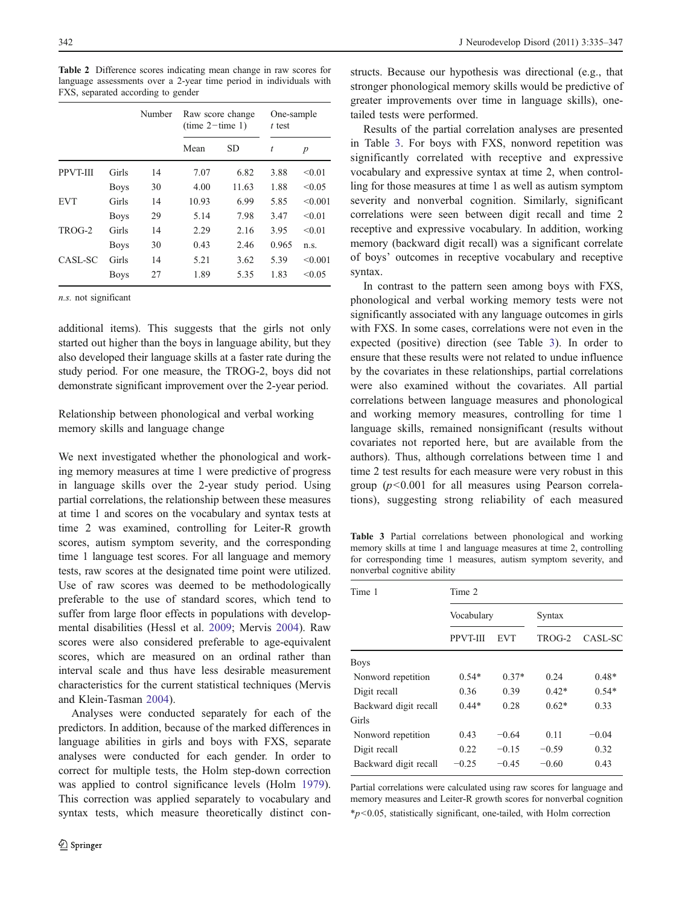**Table 2** Difference scores indicating mean change in raw scores for language assessments over a 2-year time period in individuals with FXS, separated according to gender

| | | Number | Raw score change (time 2−time 1) | | One-sample *t* test | |
|---|---|---|---|---|---|---|
| | | | Mean | SD | *t* | *p* |
| PPVT-III | Girls | 14 | 7.07 | 6.82 | 3.88 | <0.01 |
| | Boys | 30 | 4.00 | 11.63 | 1.88 | <0.05 |
| EVT | Girls | 14 | 10.93 | 6.99 | 5.85 | <0.001 |
| | Boys | 29 | 5.14 | 7.98 | 3.47 | <0.01 |
| TROG-2 | Girls | 14 | 2.29 | 2.16 | 3.95 | <0.01 |
| | Boys | 30 | 0.43 | 2.46 | 0.965 | n.s. |
| CASL-SC | Girls | 14 | 5.21 | 3.62 | 5.39 | <0.001 |
| | Boys | 27 | 1.89 | 5.35 | 1.83 | <0.05 |

*n.s.* not significant

additional items). This suggests that the girls not only started out higher than the boys in language ability, but they also developed their language skills at a faster rate during the study period. For one measure, the TROG-2, boys did not demonstrate significant improvement over the 2-year period.

### Relationship between phonological and verbal working memory skills and language change

We next investigated whether the phonological and working memory measures at time 1 were predictive of progress in language skills over the 2-year study period. Using partial correlations, the relationship between these measures at time 1 and scores on the vocabulary and syntax tests at time 2 was examined, controlling for Leiter-R growth scores, autism symptom severity, and the corresponding time 1 language test scores. For all language and memory tests, raw scores at the designated time point were utilized. Use of raw scores was deemed to be methodologically preferable to the use of standard scores, which tend to suffer from large floor effects in populations with developmental disabilities (Hessl et al. 2009; Mervis 2004). Raw scores were also considered preferable to age-equivalent scores, which are measured on an ordinal rather than interval scale and thus have less desirable measurement characteristics for the current statistical techniques (Mervis and Klein-Tasman 2004).

Analyses were conducted separately for each of the predictors. In addition, because of the marked differences in language abilities in girls and boys with FXS, separate analyses were conducted for each gender. In order to correct for multiple tests, the Holm step-down correction was applied to control significance levels (Holm 1979). This correction was applied separately to vocabulary and syntax tests, which measure theoretically distinct constructs. Because our hypothesis was directional (e.g., that stronger phonological memory skills would be predictive of greater improvements over time in language skills), one-tailed tests were performed.

Results of the partial correlation analyses are presented in Table 3. For boys with FXS, nonword repetition was significantly correlated with receptive and expressive vocabulary and expressive syntax at time 2, when controlling for those measures at time 1 as well as autism symptom severity and nonverbal cognition. Similarly, significant correlations were seen between digit recall and time 2 receptive and expressive vocabulary. In addition, working memory (backward digit recall) was a significant correlate of boys' outcomes in receptive vocabulary and receptive syntax.

In contrast to the pattern seen among boys with FXS, phonological and verbal working memory tests were not significantly associated with any language outcomes in girls with FXS. In some cases, correlations were not even in the expected (positive) direction (see Table 3). In order to ensure that these results were not related to undue influence by the covariates in these relationships, partial correlations were also examined without the covariates. All partial correlations between language measures and phonological and working memory measures, controlling for time 1 language skills, remained nonsignificant (results without covariates not reported here, but are available from the authors). Thus, although correlations between time 1 and time 2 test results for each measure were very robust in this group ($p<0.001$ for all measures using Pearson correlations), suggesting strong reliability of each measured

**Table 3** Partial correlations between phonological and working memory skills at time 1 and language measures at time 2, controlling for corresponding time 1 measures, autism symptom severity, and nonverbal cognitive ability

| Time 1 | Time 2 | | | |
|---|---|---|---|---|
| | Vocabulary | | Syntax | |
| | PPVT-III | EVT | TROG-2 | CASL-SC |
| Boys | | | | |
| Nonword repetition | 0.54* | 0.37* | 0.24 | 0.48* |
| Digit recall | 0.36 | 0.39 | 0.42* | 0.54* |
| Backward digit recall | 0.44* | 0.28 | 0.62* | 0.33 |
| Girls | | | | |
| Nonword repetition | 0.43 | −0.64 | 0.11 | −0.04 |
| Digit recall | 0.22 | −0.15 | −0.59 | 0.32 |
| Backward digit recall | −0.25 | −0.45 | −0.60 | 0.43 |

Partial correlations were calculated using raw scores for language and memory measures and Leiter-R growth scores for nonverbal cognition

*$p<0.05$, statistically significant, one-tailed, with Holm correction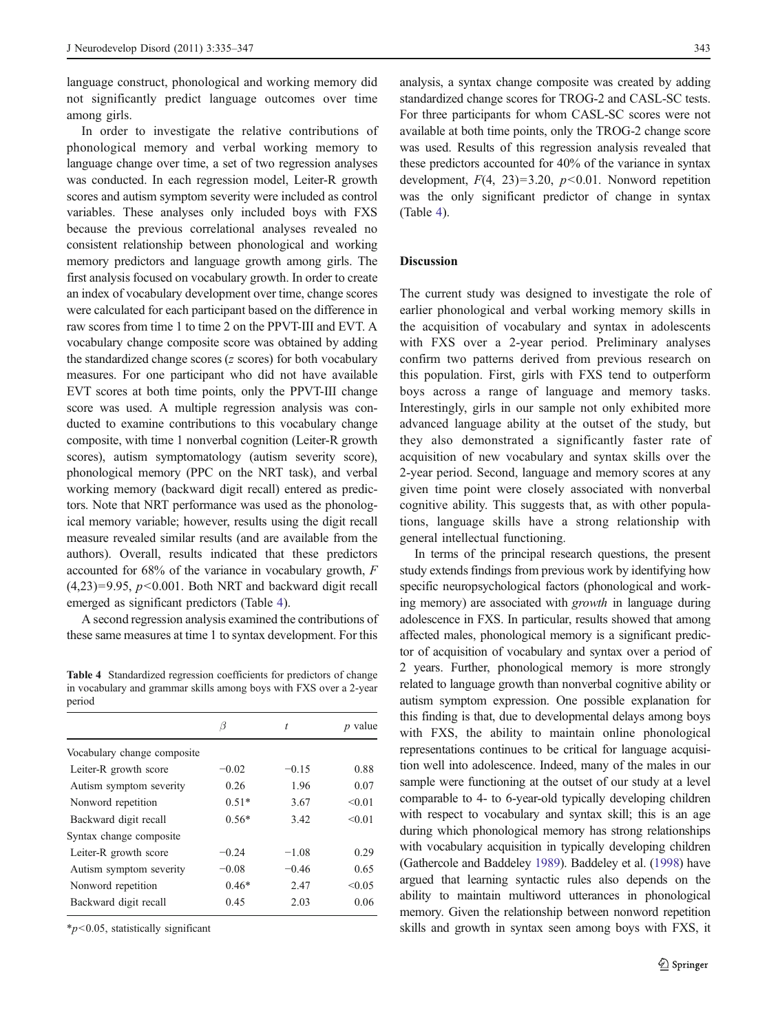language construct, phonological and working memory did not significantly predict language outcomes over time among girls.

In order to investigate the relative contributions of phonological memory and verbal working memory to language change over time, a set of two regression analyses was conducted. In each regression model, Leiter-R growth scores and autism symptom severity were included as control variables. These analyses only included boys with FXS because the previous correlational analyses revealed no consistent relationship between phonological and working memory predictors and language growth among girls. The first analysis focused on vocabulary growth. In order to create an index of vocabulary development over time, change scores were calculated for each participant based on the difference in raw scores from time 1 to time 2 on the PPVT-III and EVT. A vocabulary change composite score was obtained by adding the standardized change scores ($z$ scores) for both vocabulary measures. For one participant who did not have available EVT scores at both time points, only the PPVT-III change score was used. A multiple regression analysis was conducted to examine contributions to this vocabulary change composite, with time 1 nonverbal cognition (Leiter-R growth scores), autism symptomatology (autism severity score), phonological memory (PPC on the NRT task), and verbal working memory (backward digit recall) entered as predictors. Note that NRT performance was used as the phonological memory variable; however, results using the digit recall measure revealed similar results (and are available from the authors). Overall, results indicated that these predictors accounted for 68% of the variance in vocabulary growth, $F(4,23)=9.95$, $p<0.001$. Both NRT and backward digit recall emerged as significant predictors (Table 4).

A second regression analysis examined the contributions of these same measures at time 1 to syntax development. For this analysis, a syntax change composite was created by adding standardized change scores for TROG-2 and CASL-SC tests. For three participants for whom CASL-SC scores were not available at both time points, only the TROG-2 change score was used. Results of this regression analysis revealed that these predictors accounted for 40% of the variance in syntax development, $F(4, 23)=3.20$, $p<0.01$. Nonword repetition was the only significant predictor of change in syntax (Table 4).

**Table 4** Standardized regression coefficients for predictors of change in vocabulary and grammar skills among boys with FXS over a 2-year period

| | $\beta$ | $t$ | $p$ value |
|---|---|---|---|
| Vocabulary change composite | | | |
| Leiter-R growth score | −0.02 | −0.15 | 0.88 |
| Autism symptom severity | 0.26 | 1.96 | 0.07 |
| Nonword repetition | 0.51* | 3.67 | <0.01 |
| Backward digit recall | 0.56* | 3.42 | <0.01 |
| Syntax change composite | | | |
| Leiter-R growth score | −0.24 | −1.08 | 0.29 |
| Autism symptom severity | −0.08 | −0.46 | 0.65 |
| Nonword repetition | 0.46* | 2.47 | <0.05 |
| Backward digit recall | 0.45 | 2.03 | 0.06 |

*$p<0.05$, statistically significant

## Discussion

The current study was designed to investigate the role of earlier phonological and verbal working memory skills in the acquisition of vocabulary and syntax in adolescents with FXS over a 2-year period. Preliminary analyses confirm two patterns derived from previous research on this population. First, girls with FXS tend to outperform boys across a range of language and memory tasks. Interestingly, girls in our sample not only exhibited more advanced language ability at the outset of the study, but they also demonstrated a significantly faster rate of acquisition of new vocabulary and syntax skills over the 2-year period. Second, language and memory scores at any given time point were closely associated with nonverbal cognitive ability. This suggests that, as with other populations, language skills have a strong relationship with general intellectual functioning.

In terms of the principal research questions, the present study extends findings from previous work by identifying how specific neuropsychological factors (phonological and working memory) are associated with *growth* in language during adolescence in FXS. In particular, results showed that among affected males, phonological memory is a significant predictor of acquisition of vocabulary and syntax over a period of 2 years. Further, phonological memory is more strongly related to language growth than nonverbal cognitive ability or autism symptom expression. One possible explanation for this finding is that, due to developmental delays among boys with FXS, the ability to maintain online phonological representations continues to be critical for language acquisition well into adolescence. Indeed, many of the males in our sample were functioning at the outset of our study at a level comparable to 4- to 6-year-old typically developing children with respect to vocabulary and syntax skill; this is an age during which phonological memory has strong relationships with vocabulary acquisition in typically developing children (Gathercole and Baddeley 1989). Baddeley et al. (1998) have argued that learning syntactic rules also depends on the ability to maintain multiword utterances in phonological memory. Given the relationship between nonword repetition skills and growth in syntax seen among boys with FXS, it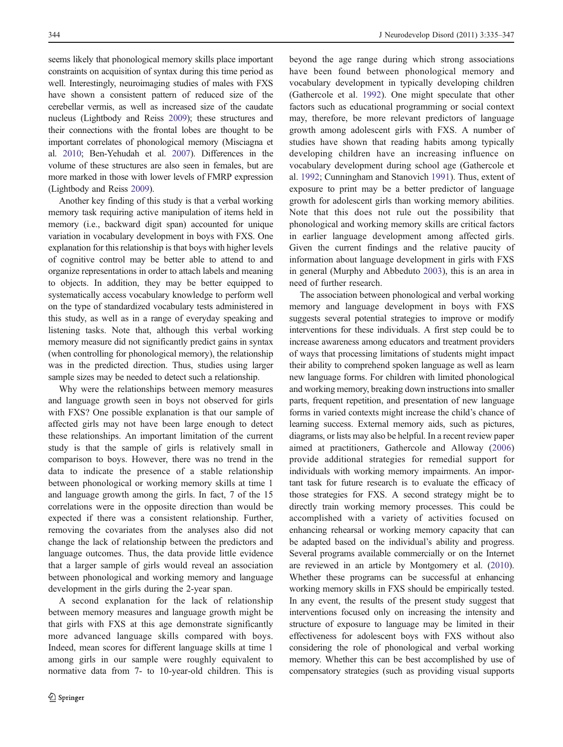seems likely that phonological memory skills place important constraints on acquisition of syntax during this time period as well. Interestingly, neuroimaging studies of males with FXS have shown a consistent pattern of reduced size of the cerebellar vermis, as well as increased size of the caudate nucleus (Lightbody and Reiss 2009); these structures and their connections with the frontal lobes are thought to be important correlates of phonological memory (Misciagna et al. 2010; Ben-Yehudah et al. 2007). Differences in the volume of these structures are also seen in females, but are more marked in those with lower levels of FMRP expression (Lightbody and Reiss 2009).

Another key finding of this study is that a verbal working memory task requiring active manipulation of items held in memory (i.e., backward digit span) accounted for unique variation in vocabulary development in boys with FXS. One explanation for this relationship is that boys with higher levels of cognitive control may be better able to attend to and organize representations in order to attach labels and meaning to objects. In addition, they may be better equipped to systematically access vocabulary knowledge to perform well on the type of standardized vocabulary tests administered in this study, as well as in a range of everyday speaking and listening tasks. Note that, although this verbal working memory measure did not significantly predict gains in syntax (when controlling for phonological memory), the relationship was in the predicted direction. Thus, studies using larger sample sizes may be needed to detect such a relationship.

Why were the relationships between memory measures and language growth seen in boys not observed for girls with FXS? One possible explanation is that our sample of affected girls may not have been large enough to detect these relationships. An important limitation of the current study is that the sample of girls is relatively small in comparison to boys. However, there was no trend in the data to indicate the presence of a stable relationship between phonological or working memory skills at time 1 and language growth among the girls. In fact, 7 of the 15 correlations were in the opposite direction than would be expected if there was a consistent relationship. Further, removing the covariates from the analyses also did not change the lack of relationship between the predictors and language outcomes. Thus, the data provide little evidence that a larger sample of girls would reveal an association between phonological and working memory and language development in the girls during the 2-year span.

A second explanation for the lack of relationship between memory measures and language growth might be that girls with FXS at this age demonstrate significantly more advanced language skills compared with boys. Indeed, mean scores for different language skills at time 1 among girls in our sample were roughly equivalent to normative data from 7- to 10-year-old children. This is beyond the age range during which strong associations have been found between phonological memory and vocabulary development in typically developing children (Gathercole et al. 1992). One might speculate that other factors such as educational programming or social context may, therefore, be more relevant predictors of language growth among adolescent girls with FXS. A number of studies have shown that reading habits among typically developing children have an increasing influence on vocabulary development during school age (Gathercole et al. 1992; Cunningham and Stanovich 1991). Thus, extent of exposure to print may be a better predictor of language growth for adolescent girls than working memory abilities. Note that this does not rule out the possibility that phonological and working memory skills are critical factors in earlier language development among affected girls. Given the current findings and the relative paucity of information about language development in girls with FXS in general (Murphy and Abbeduto 2003), this is an area in need of further research.

The association between phonological and verbal working memory and language development in boys with FXS suggests several potential strategies to improve or modify interventions for these individuals. A first step could be to increase awareness among educators and treatment providers of ways that processing limitations of students might impact their ability to comprehend spoken language as well as learn new language forms. For children with limited phonological and working memory, breaking down instructions into smaller parts, frequent repetition, and presentation of new language forms in varied contexts might increase the child's chance of learning success. External memory aids, such as pictures, diagrams, or lists may also be helpful. In a recent review paper aimed at practitioners, Gathercole and Alloway (2006) provide additional strategies for remedial support for individuals with working memory impairments. An important task for future research is to evaluate the efficacy of those strategies for FXS. A second strategy might be to directly train working memory processes. This could be accomplished with a variety of activities focused on enhancing rehearsal or working memory capacity that can be adapted based on the individual's ability and progress. Several programs available commercially or on the Internet are reviewed in an article by Montgomery et al. (2010). Whether these programs can be successful at enhancing working memory skills in FXS should be empirically tested. In any event, the results of the present study suggest that interventions focused only on increasing the intensity and structure of exposure to language may be limited in their effectiveness for adolescent boys with FXS without also considering the role of phonological and verbal working memory. Whether this can be best accomplished by use of compensatory strategies (such as providing visual supports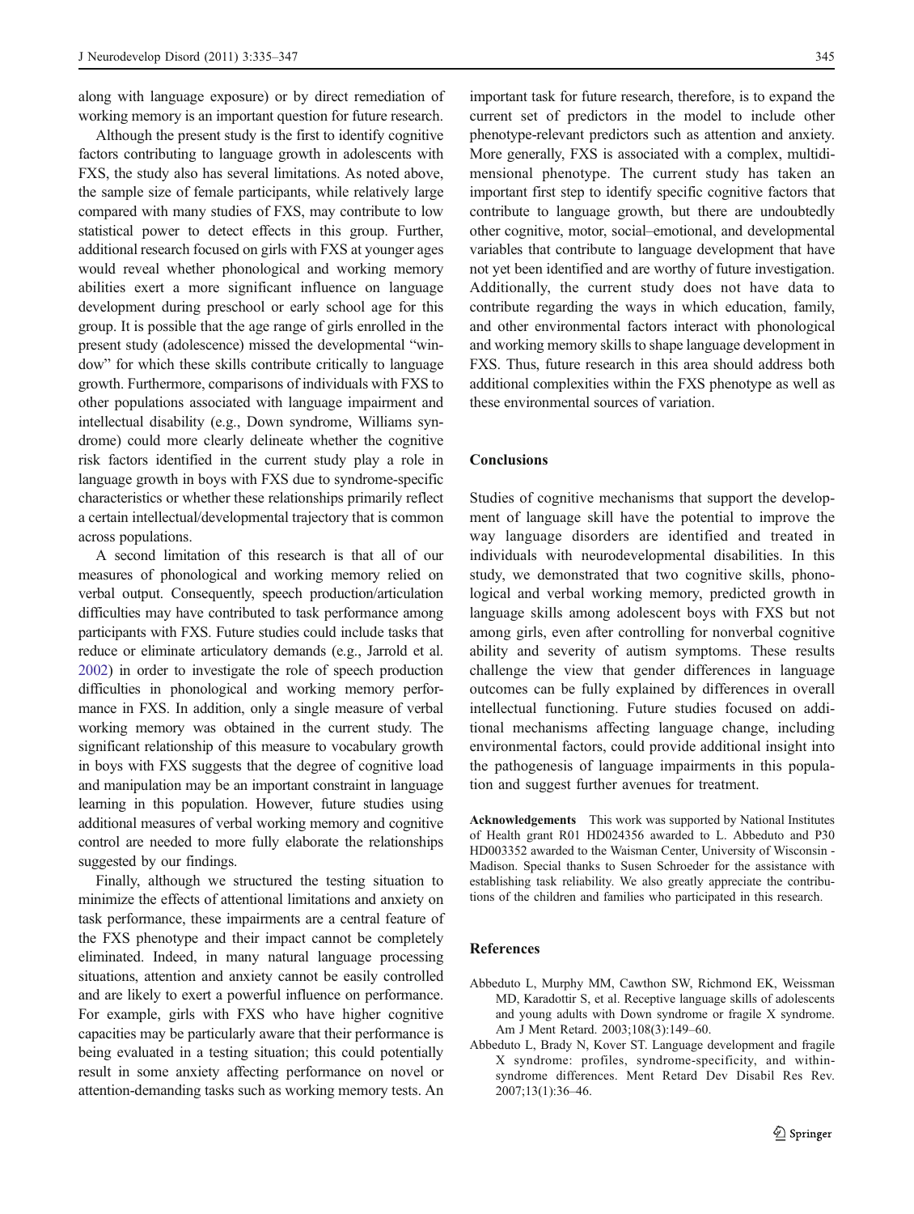along with language exposure) or by direct remediation of working memory is an important question for future research.

Although the present study is the first to identify cognitive factors contributing to language growth in adolescents with FXS, the study also has several limitations. As noted above, the sample size of female participants, while relatively large compared with many studies of FXS, may contribute to low statistical power to detect effects in this group. Further, additional research focused on girls with FXS at younger ages would reveal whether phonological and working memory abilities exert a more significant influence on language development during preschool or early school age for this group. It is possible that the age range of girls enrolled in the present study (adolescence) missed the developmental "window" for which these skills contribute critically to language growth. Furthermore, comparisons of individuals with FXS to other populations associated with language impairment and intellectual disability (e.g., Down syndrome, Williams syndrome) could more clearly delineate whether the cognitive risk factors identified in the current study play a role in language growth in boys with FXS due to syndrome-specific characteristics or whether these relationships primarily reflect a certain intellectual/developmental trajectory that is common across populations.

A second limitation of this research is that all of our measures of phonological and working memory relied on verbal output. Consequently, speech production/articulation difficulties may have contributed to task performance among participants with FXS. Future studies could include tasks that reduce or eliminate articulatory demands (e.g., Jarrold et al. 2002) in order to investigate the role of speech production difficulties in phonological and working memory performance in FXS. In addition, only a single measure of verbal working memory was obtained in the current study. The significant relationship of this measure to vocabulary growth in boys with FXS suggests that the degree of cognitive load and manipulation may be an important constraint in language learning in this population. However, future studies using additional measures of verbal working memory and cognitive control are needed to more fully elaborate the relationships suggested by our findings.

Finally, although we structured the testing situation to minimize the effects of attentional limitations and anxiety on task performance, these impairments are a central feature of the FXS phenotype and their impact cannot be completely eliminated. Indeed, in many natural language processing situations, attention and anxiety cannot be easily controlled and are likely to exert a powerful influence on performance. For example, girls with FXS who have higher cognitive capacities may be particularly aware that their performance is being evaluated in a testing situation; this could potentially result in some anxiety affecting performance on novel or attention-demanding tasks such as working memory tests. An important task for future research, therefore, is to expand the current set of predictors in the model to include other phenotype-relevant predictors such as attention and anxiety. More generally, FXS is associated with a complex, multidimensional phenotype. The current study has taken an important first step to identify specific cognitive factors that contribute to language growth, but there are undoubtedly other cognitive, motor, social–emotional, and developmental variables that contribute to language development that have not yet been identified and are worthy of future investigation. Additionally, the current study does not have data to contribute regarding the ways in which education, family, and other environmental factors interact with phonological and working memory skills to shape language development in FXS. Thus, future research in this area should address both additional complexities within the FXS phenotype as well as these environmental sources of variation.

## Conclusions

Studies of cognitive mechanisms that support the development of language skill have the potential to improve the way language disorders are identified and treated in individuals with neurodevelopmental disabilities. In this study, we demonstrated that two cognitive skills, phonological and verbal working memory, predicted growth in language skills among adolescent boys with FXS but not among girls, even after controlling for nonverbal cognitive ability and severity of autism symptoms. These results challenge the view that gender differences in language outcomes can be fully explained by differences in overall intellectual functioning. Future studies focused on additional mechanisms affecting language change, including environmental factors, could provide additional insight into the pathogenesis of language impairments in this population and suggest further avenues for treatment.

**Acknowledgements** This work was supported by National Institutes of Health grant R01 HD024356 awarded to L. Abbeduto and P30 HD003352 awarded to the Waisman Center, University of Wisconsin - Madison. Special thanks to Susen Schroeder for the assistance with establishing task reliability. We also greatly appreciate the contributions of the children and families who participated in this research.

## References

Abbeduto L, Murphy MM, Cawthon SW, Richmond EK, Weissman MD, Karadottir S, et al. Receptive language skills of adolescents and young adults with Down syndrome or fragile X syndrome. Am J Ment Retard. 2003;108(3):149–60.

Abbeduto L, Brady N, Kover ST. Language development and fragile X syndrome: profiles, syndrome-specificity, and within-syndrome differences. Ment Retard Dev Disabil Res Rev. 2007;13(1):36–46.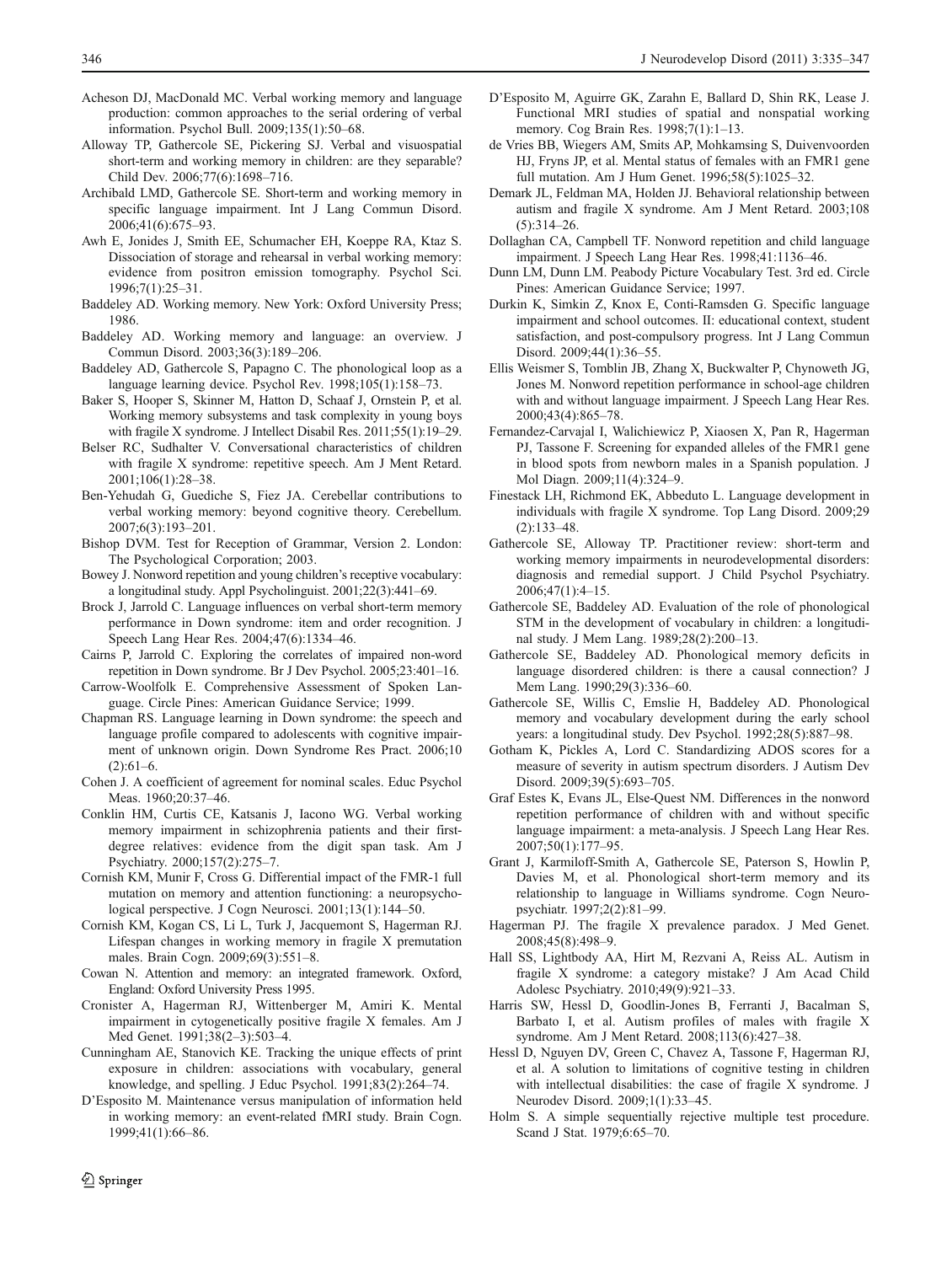Acheson DJ, MacDonald MC. Verbal working memory and language production: common approaches to the serial ordering of verbal information. Psychol Bull. 2009;135(1):50–68.

Alloway TP, Gathercole SE, Pickering SJ. Verbal and visuospatial short-term and working memory in children: are they separable? Child Dev. 2006;77(6):1698–716.

Archibald LMD, Gathercole SE. Short-term and working memory in specific language impairment. Int J Lang Commun Disord. 2006;41(6):675–93.

Awh E, Jonides J, Smith EE, Schumacher EH, Koeppe RA, Ktaz S. Dissociation of storage and rehearsal in verbal working memory: evidence from positron emission tomography. Psychol Sci. 1996;7(1):25–31.

Baddeley AD. Working memory. New York: Oxford University Press; 1986.

Baddeley AD. Working memory and language: an overview. J Commun Disord. 2003;36(3):189–206.

Baddeley AD, Gathercole S, Papagno C. The phonological loop as a language learning device. Psychol Rev. 1998;105(1):158–73.

Baker S, Hooper S, Skinner M, Hatton D, Schaaf J, Ornstein P, et al. Working memory subsystems and task complexity in young boys with fragile X syndrome. J Intellect Disabil Res. 2011;55(1):19–29.

Belser RC, Sudhalter V. Conversational characteristics of children with fragile X syndrome: repetitive speech. Am J Ment Retard. 2001;106(1):28–38.

Ben-Yehudah G, Guediche S, Fiez JA. Cerebellar contributions to verbal working memory: beyond cognitive theory. Cerebellum. 2007;6(3):193–201.

Bishop DVM. Test for Reception of Grammar, Version 2. London: The Psychological Corporation; 2003.

Bowey J. Nonword repetition and young children's receptive vocabulary: a longitudinal study. Appl Psycholinguist. 2001;22(3):441–69.

Brock J, Jarrold C. Language influences on verbal short-term memory performance in Down syndrome: item and order recognition. J Speech Lang Hear Res. 2004;47(6):1334–46.

Cairns P, Jarrold C. Exploring the correlates of impaired non-word repetition in Down syndrome. Br J Dev Psychol. 2005;23:401–16.

Carrow-Woolfolk E. Comprehensive Assessment of Spoken Language. Circle Pines: American Guidance Service; 1999.

Chapman RS. Language learning in Down syndrome: the speech and language profile compared to adolescents with cognitive impairment of unknown origin. Down Syndrome Res Pract. 2006;10 (2):61–6.

Cohen J. A coefficient of agreement for nominal scales. Educ Psychol Meas. 1960;20:37–46.

Conklin HM, Curtis CE, Katsanis J, Iacono WG. Verbal working memory impairment in schizophrenia patients and their first-degree relatives: evidence from the digit span task. Am J Psychiatry. 2000;157(2):275–7.

Cornish KM, Munir F, Cross G. Differential impact of the FMR-1 full mutation on memory and attention functioning: a neuropsychological perspective. J Cogn Neurosci. 2001;13(1):144–50.

Cornish KM, Kogan CS, Li L, Turk J, Jacquemont S, Hagerman RJ. Lifespan changes in working memory in fragile X premutation males. Brain Cogn. 2009;69(3):551–8.

Cowan N. Attention and memory: an integrated framework. Oxford, England: Oxford University Press 1995.

Cronister A, Hagerman RJ, Wittenberger M, Amiri K. Mental impairment in cytogenetically positive fragile X females. Am J Med Genet. 1991;38(2–3):503–4.

Cunningham AE, Stanovich KE. Tracking the unique effects of print exposure in children: associations with vocabulary, general knowledge, and spelling. J Educ Psychol. 1991;83(2):264–74.

D'Esposito M. Maintenance versus manipulation of information held in working memory: an event-related fMRI study. Brain Cogn. 1999;41(1):66–86.

D'Esposito M, Aguirre GK, Zarahn E, Ballard D, Shin RK, Lease J. Functional MRI studies of spatial and nonspatial working memory. Cog Brain Res. 1998;7(1):1–13.

de Vries BB, Wiegers AM, Smits AP, Mohkamsing S, Duivenvoorden HJ, Fryns JP, et al. Mental status of females with an FMR1 gene full mutation. Am J Hum Genet. 1996;58(5):1025–32.

Demark JL, Feldman MA, Holden JJ. Behavioral relationship between autism and fragile X syndrome. Am J Ment Retard. 2003;108 (5):314–26.

Dollaghan CA, Campbell TF. Nonword repetition and child language impairment. J Speech Lang Hear Res. 1998;41:1136–46.

Dunn LM, Dunn LM. Peabody Picture Vocabulary Test. 3rd ed. Circle Pines: American Guidance Service; 1997.

Durkin K, Simkin Z, Knox E, Conti-Ramsden G. Specific language impairment and school outcomes. II: educational context, student satisfaction, and post-compulsory progress. Int J Lang Commun Disord. 2009;44(1):36–55.

Ellis Weismer S, Tomblin JB, Zhang X, Buckwalter P, Chynoweth JG, Jones M. Nonword repetition performance in school-age children with and without language impairment. J Speech Lang Hear Res. 2000;43(4):865–78.

Fernandez-Carvajal I, Walichiewicz P, Xiaosen X, Pan R, Hagerman PJ, Tassone F. Screening for expanded alleles of the FMR1 gene in blood spots from newborn males in a Spanish population. J Mol Diagn. 2009;11(4):324–9.

Finestack LH, Richmond EK, Abbeduto L. Language development in individuals with fragile X syndrome. Top Lang Disord. 2009;29 (2):133–48.

Gathercole SE, Alloway TP. Practitioner review: short-term and working memory impairments in neurodevelopmental disorders: diagnosis and remedial support. J Child Psychol Psychiatry. 2006;47(1):4–15.

Gathercole SE, Baddeley AD. Evaluation of the role of phonological STM in the development of vocabulary in children: a longitudinal study. J Mem Lang. 1989;28(2):200–13.

Gathercole SE, Baddeley AD. Phonological memory deficits in language disordered children: is there a causal connection? J Mem Lang. 1990;29(3):336–60.

Gathercole SE, Willis C, Emslie H, Baddeley AD. Phonological memory and vocabulary development during the early school years: a longitudinal study. Dev Psychol. 1992;28(5):887–98.

Gotham K, Pickles A, Lord C. Standardizing ADOS scores for a measure of severity in autism spectrum disorders. J Autism Dev Disord. 2009;39(5):693–705.

Graf Estes K, Evans JL, Else-Quest NM. Differences in the nonword repetition performance of children with and without specific language impairment: a meta-analysis. J Speech Lang Hear Res. 2007;50(1):177–95.

Grant J, Karmiloff-Smith A, Gathercole SE, Paterson S, Howlin P, Davies M, et al. Phonological short-term memory and its relationship to language in Williams syndrome. Cogn Neuropsychiatr. 1997;2(2):81–99.

Hagerman PJ. The fragile X prevalence paradox. J Med Genet. 2008;45(8):498–9.

Hall SS, Lightbody AA, Hirt M, Rezvani A, Reiss AL. Autism in fragile X syndrome: a category mistake? J Am Acad Child Adolesc Psychiatry. 2010;49(9):921–33.

Harris SW, Hessl D, Goodlin-Jones B, Ferranti J, Bacalman S, Barbato I, et al. Autism profiles of males with fragile X syndrome. Am J Ment Retard. 2008;113(6):427–38.

Hessl D, Nguyen DV, Green C, Chavez A, Tassone F, Hagerman RJ, et al. A solution to limitations of cognitive testing in children with intellectual disabilities: the case of fragile X syndrome. J Neurodev Disord. 2009;1(1):33–45.

Holm S. A simple sequentially rejective multiple test procedure. Scand J Stat. 1979;6:65–70.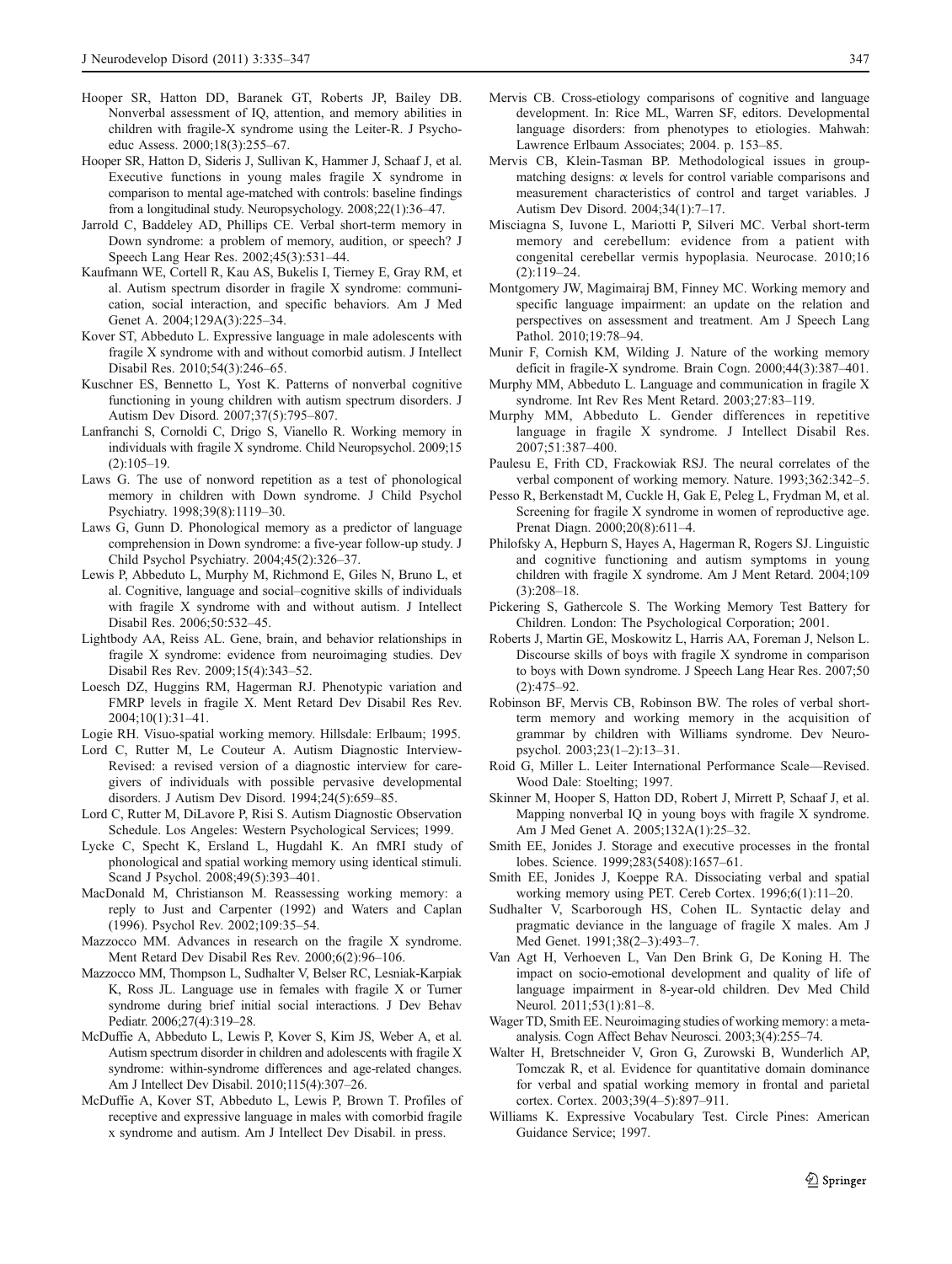Hooper SR, Hatton DD, Baranek GT, Roberts JP, Bailey DB. Nonverbal assessment of IQ, attention, and memory abilities in children with fragile-X syndrome using the Leiter-R. J Psychoeduc Assess. 2000;18(3):255–67.

Hooper SR, Hatton D, Sideris J, Sullivan K, Hammer J, Schaaf J, et al. Executive functions in young males fragile X syndrome in comparison to mental age-matched with controls: baseline findings from a longitudinal study. Neuropsychology. 2008;22(1):36–47.

Jarrold C, Baddeley AD, Phillips CE. Verbal short-term memory in Down syndrome: a problem of memory, audition, or speech? J Speech Lang Hear Res. 2002;45(3):531–44.

Kaufmann WE, Cortell R, Kau AS, Bukelis I, Tierney E, Gray RM, et al. Autism spectrum disorder in fragile X syndrome: communication, social interaction, and specific behaviors. Am J Med Genet A. 2004;129A(3):225–34.

Kover ST, Abbeduto L. Expressive language in male adolescents with fragile X syndrome with and without comorbid autism. J Intellect Disabil Res. 2010;54(3):246–65.

Kuschner ES, Bennetto L, Yost K. Patterns of nonverbal cognitive functioning in young children with autism spectrum disorders. J Autism Dev Disord. 2007;37(5):795–807.

Lanfranchi S, Cornoldi C, Drigo S, Vianello R. Working memory in individuals with fragile X syndrome. Child Neuropsychol. 2009;15(2):105–19.

Laws G. The use of nonword repetition as a test of phonological memory in children with Down syndrome. J Child Psychol Psychiatry. 1998;39(8):1119–30.

Laws G, Gunn D. Phonological memory as a predictor of language comprehension in Down syndrome: a five-year follow-up study. J Child Psychol Psychiatry. 2004;45(2):326–37.

Lewis P, Abbeduto L, Murphy M, Richmond E, Giles N, Bruno L, et al. Cognitive, language and social–cognitive skills of individuals with fragile X syndrome with and without autism. J Intellect Disabil Res. 2006;50:532–45.

Lightbody AA, Reiss AL. Gene, brain, and behavior relationships in fragile X syndrome: evidence from neuroimaging studies. Dev Disabil Res Rev. 2009;15(4):343–52.

Loesch DZ, Huggins RM, Hagerman RJ. Phenotypic variation and FMRP levels in fragile X. Ment Retard Dev Disabil Res Rev. 2004;10(1):31–41.

Logie RH. Visuo-spatial working memory. Hillsdale: Erlbaum; 1995.

Lord C, Rutter M, Le Couteur A. Autism Diagnostic Interview-Revised: a revised version of a diagnostic interview for caregivers of individuals with possible pervasive developmental disorders. J Autism Dev Disord. 1994;24(5):659–85.

Lord C, Rutter M, DiLavore P, Risi S. Autism Diagnostic Observation Schedule. Los Angeles: Western Psychological Services; 1999.

Lycke C, Specht K, Ersland L, Hugdahl K. An fMRI study of phonological and spatial working memory using identical stimuli. Scand J Psychol. 2008;49(5):393–401.

MacDonald M, Christianson M. Reassessing working memory: a reply to Just and Carpenter (1992) and Waters and Caplan (1996). Psychol Rev. 2002;109:35–54.

Mazzocco MM. Advances in research on the fragile X syndrome. Ment Retard Dev Disabil Res Rev. 2000;6(2):96–106.

Mazzocco MM, Thompson L, Sudhalter V, Belser RC, Lesniak-Karpiak K, Ross JL. Language use in females with fragile X or Turner syndrome during brief initial social interactions. J Dev Behav Pediatr. 2006;27(4):319–28.

McDuffie A, Abbeduto L, Lewis P, Kover S, Kim JS, Weber A, et al. Autism spectrum disorder in children and adolescents with fragile X syndrome: within-syndrome differences and age-related changes. Am J Intellect Dev Disabil. 2010;115(4):307–26.

McDuffie A, Kover ST, Abbeduto L, Lewis P, Brown T. Profiles of receptive and expressive language in males with comorbid fragile x syndrome and autism. Am J Intellect Dev Disabil. in press.

Mervis CB. Cross-etiology comparisons of cognitive and language development. In: Rice ML, Warren SF, editors. Developmental language disorders: from phenotypes to etiologies. Mahwah: Lawrence Erlbaum Associates; 2004. p. 153–85.

Mervis CB, Klein-Tasman BP. Methodological issues in group-matching designs: α levels for control variable comparisons and measurement characteristics of control and target variables. J Autism Dev Disord. 2004;34(1):7–17.

Misciagna S, Iuvone L, Mariotti P, Silveri MC. Verbal short-term memory and cerebellum: evidence from a patient with congenital cerebellar vermis hypoplasia. Neurocase. 2010;16(2):119–24.

Montgomery JW, Magimairaj BM, Finney MC. Working memory and specific language impairment: an update on the relation and perspectives on assessment and treatment. Am J Speech Lang Pathol. 2010;19:78–94.

Munir F, Cornish KM, Wilding J. Nature of the working memory deficit in fragile-X syndrome. Brain Cogn. 2000;44(3):387–401.

Murphy MM, Abbeduto L. Language and communication in fragile X syndrome. Int Rev Res Ment Retard. 2003;27:83–119.

Murphy MM, Abbeduto L. Gender differences in repetitive language in fragile X syndrome. J Intellect Disabil Res. 2007;51:387–400.

Paulesu E, Frith CD, Frackowiak RSJ. The neural correlates of the verbal component of working memory. Nature. 1993;362:342–5.

Pesso R, Berkenstadt M, Cuckle H, Gak E, Peleg L, Frydman M, et al. Screening for fragile X syndrome in women of reproductive age. Prenat Diagn. 2000;20(8):611–4.

Philofsky A, Hepburn S, Hayes A, Hagerman R, Rogers SJ. Linguistic and cognitive functioning and autism symptoms in young children with fragile X syndrome. Am J Ment Retard. 2004;109(3):208–18.

Pickering S, Gathercole S. The Working Memory Test Battery for Children. London: The Psychological Corporation; 2001.

Roberts J, Martin GE, Moskowitz L, Harris AA, Foreman J, Nelson L. Discourse skills of boys with fragile X syndrome in comparison to boys with Down syndrome. J Speech Lang Hear Res. 2007;50(2):475–92.

Robinson BF, Mervis CB, Robinson BW. The roles of verbal short-term memory and working memory in the acquisition of grammar by children with Williams syndrome. Dev Neuropsychol. 2003;23(1–2):13–31.

Roid G, Miller L. Leiter International Performance Scale—Revised. Wood Dale: Stoelting; 1997.

Skinner M, Hooper S, Hatton DD, Robert J, Mirrett P, Schaaf J, et al. Mapping nonverbal IQ in young boys with fragile X syndrome. Am J Med Genet A. 2005;132A(1):25–32.

Smith EE, Jonides J. Storage and executive processes in the frontal lobes. Science. 1999;283(5408):1657–61.

Smith EE, Jonides J, Koeppe RA. Dissociating verbal and spatial working memory using PET. Cereb Cortex. 1996;6(1):11–20.

Sudhalter V, Scarborough HS, Cohen IL. Syntactic delay and pragmatic deviance in the language of fragile X males. Am J Med Genet. 1991;38(2–3):493–7.

Van Agt H, Verhoeven L, Van Den Brink G, De Koning H. The impact on socio-emotional development and quality of life of language impairment in 8-year-old children. Dev Med Child Neurol. 2011;53(1):81–8.

Wager TD, Smith EE. Neuroimaging studies of working memory: a meta-analysis. Cogn Affect Behav Neurosci. 2003;3(4):255–74.

Walter H, Bretschneider V, Gron G, Zurowski B, Wunderlich AP, Tomczak R, et al. Evidence for quantitative domain dominance for verbal and spatial working memory in frontal and parietal cortex. Cortex. 2003;39(4–5):897–911.

Williams K. Expressive Vocabulary Test. Circle Pines: American Guidance Service; 1997.